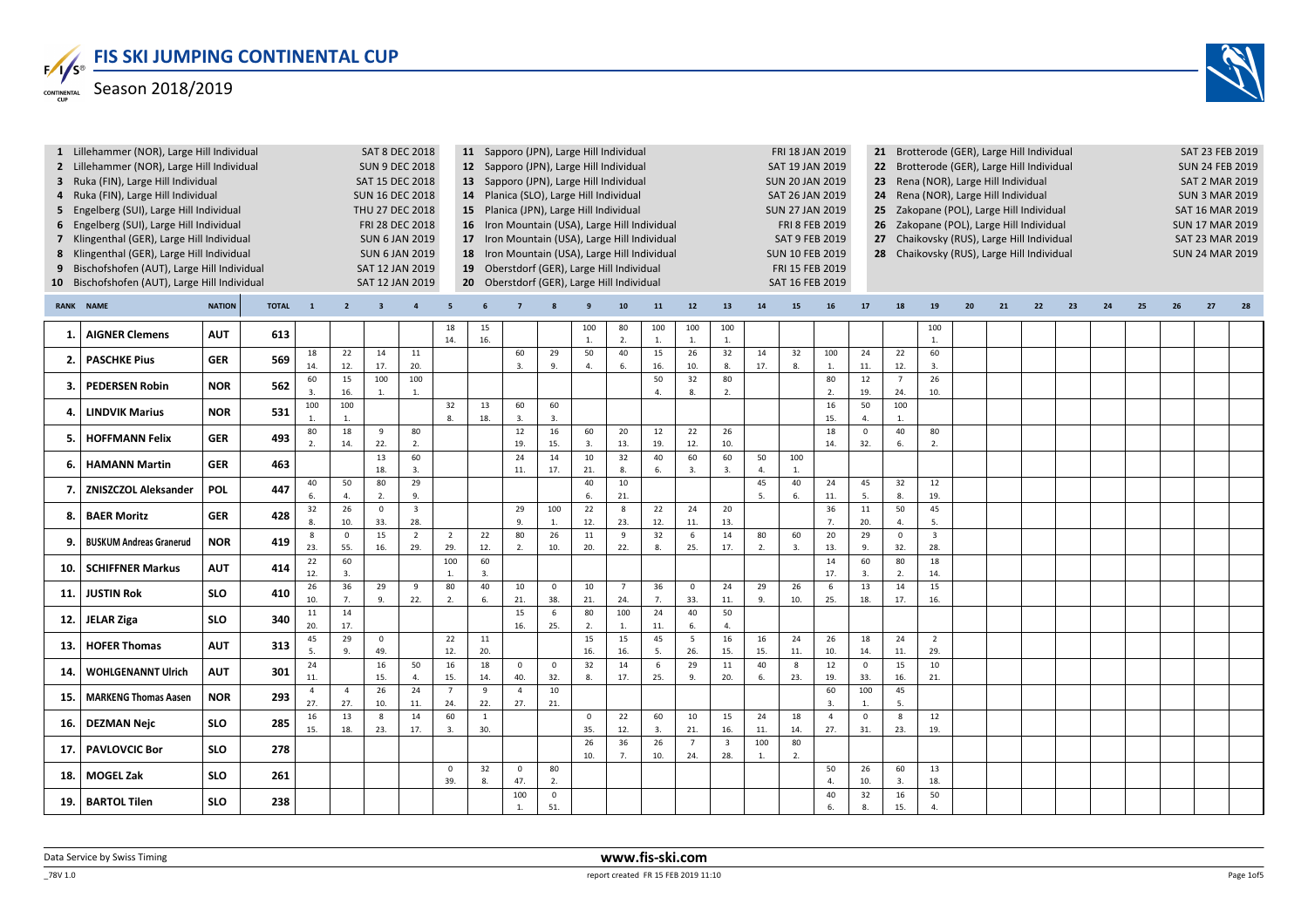# FIS SKI JUMPING CONTINENTAL CUP

## Season 2018/2019

1. Lillehammer (NOR), Large Hill Individual — SAT 8 DEC 2018
2. Lillehammer (NOR), Large Hill Individual — SUN 9 DEC 2018
3. Ruka (FIN), Large Hill Individual — SAT 15 DEC 2018
4. Ruka (FIN), Large Hill Individual — SUN 16 DEC 2018
5. Engelberg (SUI), Large Hill Individual — THU 27 DEC 2018
6. Engelberg (SUI), Large Hill Individual — FRI 28 DEC 2018
7. Klingenthal (GER), Large Hill Individual — SUN 6 JAN 2019
8. Klingenthal (GER), Large Hill Individual — SUN 6 JAN 2019
9. Bischofshofen (AUT), Large Hill Individual — SAT 12 JAN 2019
10. Bischofshofen (AUT), Large Hill Individual — SAT 12 JAN 2019
11. Sapporo (JPN), Large Hill Individual — FRI 18 JAN 2019
12. Sapporo (JPN), Large Hill Individual — SAT 19 JAN 2019
13. Sapporo (JPN), Large Hill Individual — SUN 20 JAN 2019
14. Planica (SLO), Large Hill Individual — SAT 26 JAN 2019
15. Planica (JPN), Large Hill Individual — SUN 27 JAN 2019
16. Iron Mountain (USA), Large Hill Individual — FRI 8 FEB 2019
17. Iron Mountain (USA), Large Hill Individual — SAT 9 FEB 2019
18. Iron Mountain (USA), Large Hill Individual — SUN 10 FEB 2019
19. Oberstdorf (GER), Large Hill Individual — FRI 15 FEB 2019
20. Oberstdorf (GER), Large Hill Individual — SAT 16 FEB 2019
21. Brotterode (GER), Large Hill Individual — SAT 23 FEB 2019
22. Brotterode (GER), Large Hill Individual — SUN 24 FEB 2019
23. Rena (NOR), Large Hill Individual — SAT 2 MAR 2019
24. Rena (NOR), Large Hill Individual — SUN 3 MAR 2019
25. Zakopane (POL), Large Hill Individual — SAT 16 MAR 2019
26. Zakopane (POL), Large Hill Individual — SUN 17 MAR 2019
27. Chaikovsky (RUS), Large Hill Individual — SAT 23 MAR 2019
28. Chaikovsky (RUS), Large Hill Individual — SUN 24 MAR 2019

| RANK | NAME | NATION | TOTAL | 1 | 2 | 3 | 4 | 5 | 6 | 7 | 8 | 9 | 10 | 11 | 12 | 13 | 14 | 15 | 16 | 17 | 18 | 19 | 20 | 21 | 22 | 23 | 24 | 25 | 26 | 27 | 28 |
|---|---|---|---|---|---|---|---|---|---|---|---|---|---|---|---|---|---|---|---|---|---|---|---|---|---|---|---|---|---|---|---|
| 1. | AIGNER Clemens | AUT | 613 | | | | | 18 14. | 15 16. | | | 100 1. | 80 2. | 100 1. | 100 1. | 100 1. | | | | | | 100 1. | | | | | | | | | |
| 2. | PASCHKE Pius | GER | 569 | 18 14. | 22 12. | 14 17. | 11 20. | | | 60 3. | 29 9. | 50 4. | 40 6. | 15 16. | 26 10. | 32 8. | 14 17. | 32 8. | 100 1. | 24 11. | 22 12. | 60 3. | | | | | | | | | |
| 3. | PEDERSEN Robin | NOR | 562 | 60 3. | 15 16. | 100 1. | 100 1. | | | | | | | 50 4. | 32 8. | 80 2. | | | 80 2. | 12 19. | 7 24. | 26 10. | | | | | | | | | |
| 4. | LINDVIK Marius | NOR | 531 | 100 1. | 100 1. | | | 32 8. | 13 18. | 60 3. | 60 3. | | | | | | | | 16 15. | 50 4. | 100 1. | | | | | | | | | | |
| 5. | HOFFMANN Felix | GER | 493 | 80 2. | 18 14. | 9 22. | 80 2. | | | 12 19. | 16 15. | 60 3. | 20 13. | 12 19. | 22 12. | 26 10. | | | 18 14. | 0 32. | 40 6. | 80 2. | | | | | | | | | |
| 6. | HAMANN Martin | GER | 463 | | | 13 18. | 60 3. | | | 24 11. | 14 17. | 10 21. | 32 8. | 40 6. | 60 3. | 60 3. | 50 4. | 100 1. | | | | | | | | | | | | | |
| 7. | ZNISZCZOL Aleksander | POL | 447 | 40 6. | 50 4. | 80 2. | 29 9. | | | | | 40 6. | 10 21. | | | | 45 5. | 40 6. | 24 11. | 45 5. | 32 8. | 12 19. | | | | | | | | | |
| 8. | BAER Moritz | GER | 428 | 32 8. | 26 10. | 0 33. | 3 28. | | | 29 9. | 100 1. | 22 12. | 8 23. | 22 12. | 24 11. | 20 13. | | | 36 7. | 11 20. | 50 4. | 45 5. | | | | | | | | | |
| 9. | BUSKUM Andreas Granerud | NOR | 419 | 8 23. | 0 55. | 15 16. | 2 29. | 2 29. | 22 12. | 80 2. | 26 10. | 11 20. | 9 22. | 32 8. | 6 25. | 14 17. | 80 2. | 60 3. | 20 13. | 29 9. | 0 32. | 3 28. | | | | | | | | | |
| 10. | SCHIFFNER Markus | AUT | 414 | 22 12. | 60 3. | | | 100 1. | 60 3. | | | | | | | | | | 14 17. | 60 3. | 80 2. | 18 14. | | | | | | | | | |
| 11. | JUSTIN Rok | SLO | 410 | 26 10. | 36 7. | 29 9. | 9 22. | 80 2. | 40 6. | 10 21. | 0 38. | 10 21. | 7 24. | 36 7. | 0 33. | 24 11. | 29 9. | 26 10. | 6 25. | 13 18. | 14 17. | 15 16. | | | | | | | | | |
| 12. | JELAR Ziga | SLO | 340 | 11 20. | 14 17. | | | | | 15 16. | 6 25. | 80 2. | 100 1. | 24 11. | 40 6. | 50 4. | | | | | | | | | | | | | | | |
| 13. | HOFER Thomas | AUT | 313 | 45 5. | 29 9. | 0 49. | | 22 12. | 11 20. | | | 15 16. | 15 16. | 45 5. | 5 26. | 16 15. | 16 15. | 24 11. | 26 10. | 18 14. | 24 11. | 2 29. | | | | | | | | | |
| 14. | WOHLGENANNT Ulrich | AUT | 301 | 24 11. | | 16 15. | 50 4. | 16 15. | 18 14. | 0 40. | 0 32. | 32 8. | 14 17. | 6 25. | 29 9. | 11 20. | 40 6. | 8 23. | 12 19. | 0 33. | 15 16. | 10 21. | | | | | | | | | |
| 15. | MARKENG Thomas Aasen | NOR | 293 | 4 27. | 4 27. | 26 10. | 24 11. | 7 24. | 9 22. | 4 27. | 10 21. | | | | | | | | 60 3. | 100 1. | 45 5. | | | | | | | | | | |
| 16. | DEZMAN Nejc | SLO | 285 | 16 15. | 13 18. | 8 23. | 14 17. | 60 3. | 1 30. | | | 0 35. | 22 12. | 60 3. | 10 21. | 15 16. | 24 11. | 18 14. | 4 27. | 0 31. | 8 23. | 12 19. | | | | | | | | | |
| 17. | PAVLOVCIC Bor | SLO | 278 | | | | | | | | | 26 10. | 36 7. | 26 10. | 7 24. | 3 28. | 100 1. | 80 2. | | | | | | | | | | | | | |
| 18. | MOGEL Zak | SLO | 261 | | | | | 0 39. | 32 8. | 0 47. | 80 2. | | | | | | | | 50 4. | 26 10. | 60 3. | 13 18. | | | | | | | | | |
| 19. | BARTOL Tilen | SLO | 238 | | | | | | | 100 1. | 0 51. | | | | | | | | 40 6. | 32 8. | 16 15. | 50 4. | | | | | | | | | |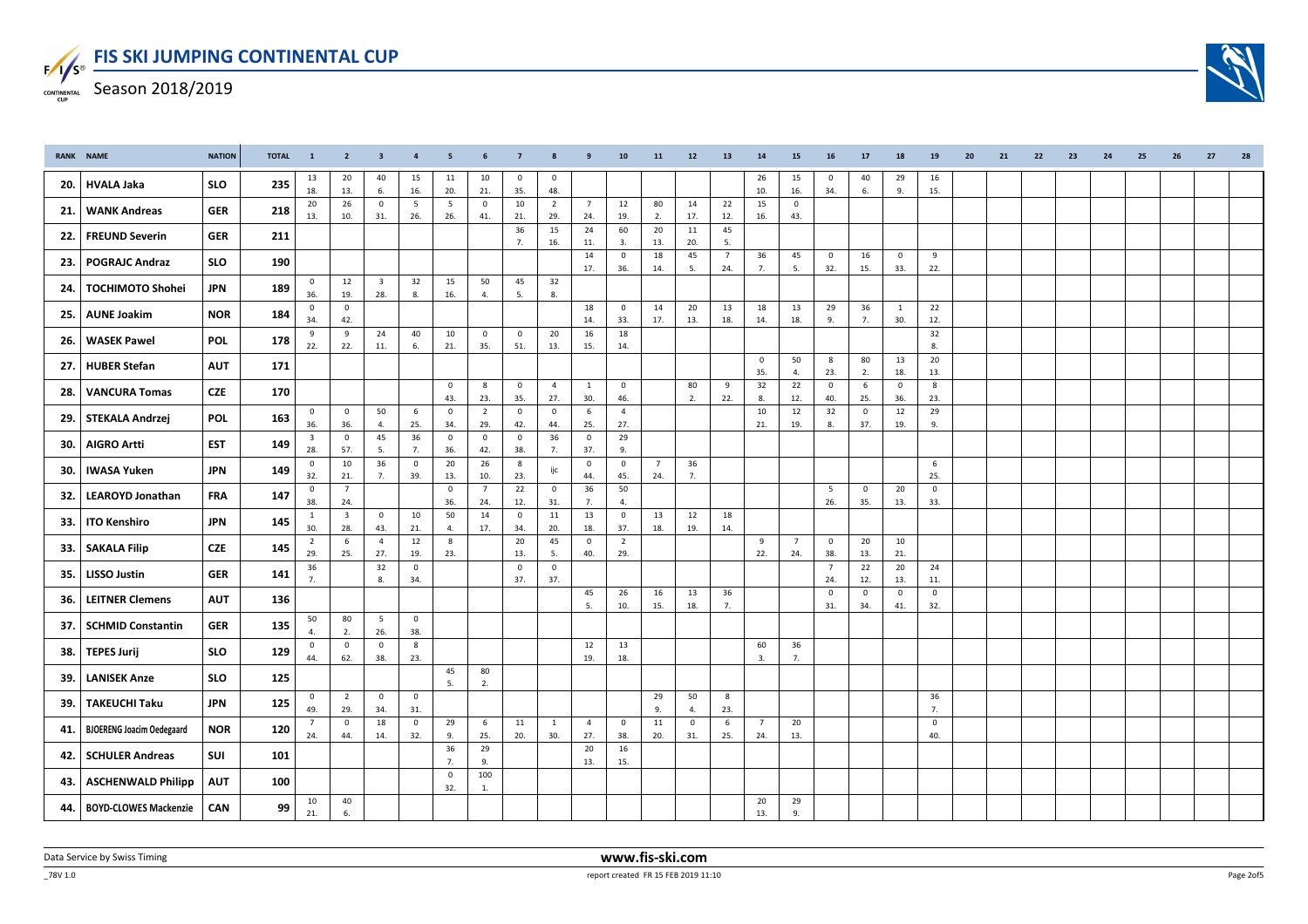| RANK | NAME | NATION | TOTAL | 1 | 2 | 3 | 4 | 5 | 6 | 7 | 8 | 9 | 10 | 11 | 12 | 13 | 14 | 15 | 16 | 17 | 18 | 19 | 20 | 21 | 22 | 23 | 24 | 25 | 26 | 27 | 28 |
|---|---|---|---|---|---|---|---|---|---|---|---|---|---|---|---|---|---|---|---|---|---|---|---|---|---|---|---|---|---|---|---|
| 20. | HVALA Jaka | SLO | 235 | 13 18. | 20 13. | 40 6. | 15 16. | 11 20. | 10 21. | 0 35. | 0 48. | | | | | | 26 10. | 15 16. | 0 34. | 40 6. | 29 9. | 16 15. | | | | | | | | | |
| 21. | WANK Andreas | GER | 218 | 20 13. | 26 10. | 0 31. | 5 26. | 5 26. | 0 41. | 10 21. | 2 29. | 7 24. | 12 19. | 80 2. | 14 17. | 22 12. | 15 16. | 0 43. | | | | | | | | | | | | | |
| 22. | FREUND Severin | GER | 211 | | | | | | | 36 7. | 15 16. | 24 11. | 60 3. | 20 13. | 11 20. | 45 5. | | | | | | | | | | | | | | | |
| 23. | POGRAJC Andraz | SLO | 190 | | | | | | | | | 14 17. | 0 36. | 18 14. | 45 5. | 7 24. | 36 7. | 45 5. | 0 32. | 16 15. | 0 33. | 9 22. | | | | | | | | | |
| 24. | TOCHIMOTO Shohei | JPN | 189 | 0 36. | 12 19. | 3 28. | 32 8. | 15 16. | 50 4. | 45 5. | 32 8. | | | | | | | | | | | | | | | | | | | | |
| 25. | AUNE Joakim | NOR | 184 | 0 34. | 0 42. | | | | | | | 18 14. | 0 33. | 14 17. | 20 13. | 13 18. | 18 14. | 13 18. | 29 9. | 36 7. | 1 30. | 22 12. | | | | | | | | | |
| 26. | WASEK Pawel | POL | 178 | 9 22. | 9 22. | 24 11. | 40 6. | 10 21. | 0 35. | 0 51. | 20 13. | 16 15. | 18 14. | | | | | | | | | 32 8. | | | | | | | | | |
| 27. | HUBER Stefan | AUT | 171 | | | | | | | | | | | | | | 0 35. | 50 4. | 8 23. | 80 2. | 13 18. | 20 13. | | | | | | | | | |
| 28. | VANCURA Tomas | CZE | 170 | | | | | 0 43. | 8 23. | 0 35. | 4 27. | 1 30. | 0 46. | | 80 2. | 9 22. | 32 8. | 22 12. | 0 40. | 6 25. | 0 36. | 8 23. | | | | | | | | | |
| 29. | STEKALA Andrzej | POL | 163 | 0 36. | 0 36. | 50 4. | 6 25. | 0 34. | 2 29. | 0 42. | 0 44. | 6 25. | 4 27. | | | | 10 21. | 12 19. | 32 8. | 0 37. | 12 19. | 29 9. | | | | | | | | | |
| 30. | AIGRO Artti | EST | 149 | 3 28. | 0 57. | 45 5. | 36 7. | 0 36. | 0 42. | 0 38. | 36 7. | 0 37. | 29 9. | | | | | | | | | | | | | | | | | | |
| 30. | IWASA Yuken | JPN | 149 | 0 32. | 10 21. | 36 7. | 0 39. | 20 13. | 26 10. | 8 23. | ijc | 0 44. | 0 45. | 7 24. | 36 7. | | | | | | | 6 25. | | | | | | | | | |
| 32. | LEAROYD Jonathan | FRA | 147 | 0 38. | 7 24. | | | 0 36. | 7 24. | 22 12. | 0 31. | 36 7. | 50 4. | | | | | | 5 26. | 0 35. | 20 13. | 0 33. | | | | | | | | | |
| 33. | ITO Kenshiro | JPN | 145 | 1 30. | 3 28. | 0 43. | 10 21. | 50 4. | 14 17. | 0 34. | 11 20. | 13 18. | 0 37. | 13 18. | 12 19. | 18 14. | | | | | | | | | | | | | | | |
| 33. | SAKALA Filip | CZE | 145 | 2 29. | 6 25. | 4 27. | 12 19. | 8 23. | | 20 13. | 45 5. | 0 40. | 2 29. | | | | 9 22. | 7 24. | 0 38. | 20 13. | 10 21. | | | | | | | | | | |
| 35. | LISSO Justin | GER | 141 | 36 7. | | 32 8. | 0 34. | | | 0 37. | 0 37. | | | | | | | | 7 24. | 22 12. | 20 13. | 24 11. | | | | | | | | | |
| 36. | LEITNER Clemens | AUT | 136 | | | | | | | | | 45 5. | 26 10. | 16 15. | 13 18. | 36 7. | | | 0 31. | 0 34. | 0 41. | 0 32. | | | | | | | | | |
| 37. | SCHMID Constantin | GER | 135 | 50 4. | 80 2. | 5 26. | 0 38. | | | | | | | | | | | | | | | | | | | | | | | | |
| 38. | TEPES Jurij | SLO | 129 | 0 44. | 0 62. | 0 38. | 8 23. | | | | | 12 19. | 13 18. | | | | 60 3. | 36 7. | | | | | | | | | | | | | |
| 39. | LANISEK Anze | SLO | 125 | | | | | 45 5. | 80 2. | | | | | | | | | | | | | | | | | | | | | | |
| 39. | TAKEUCHI Taku | JPN | 125 | 0 49. | 2 29. | 0 34. | 0 31. | | | | | | | 29 9. | 50 4. | 8 23. | | | | | | 36 7. | | | | | | | | | |
| 41. | BJOERENG Joacim Oedegaard | NOR | 120 | 7 24. | 0 44. | 18 14. | 0 32. | 29 9. | 6 25. | 11 20. | 1 30. | 4 27. | 0 38. | 11 20. | 0 31. | 6 25. | 7 24. | 20 13. | | | | 0 40. | | | | | | | | | |
| 42. | SCHULER Andreas | SUI | 101 | | | | | 36 7. | 29 9. | | | 20 13. | 16 15. | | | | | | | | | | | | | | | | | | |
| 43. | ASCHENWALD Philipp | AUT | 100 | | | | | 0 32. | 100 1. | | | | | | | | | | | | | | | | | | | | | | |
| 44. | BOYD-CLOWES Mackenzie | CAN | 99 | 10 21. | 40 6. | | | | | | | | | | | | 20 13. | 29 9. | | | | | | | | | | | | | |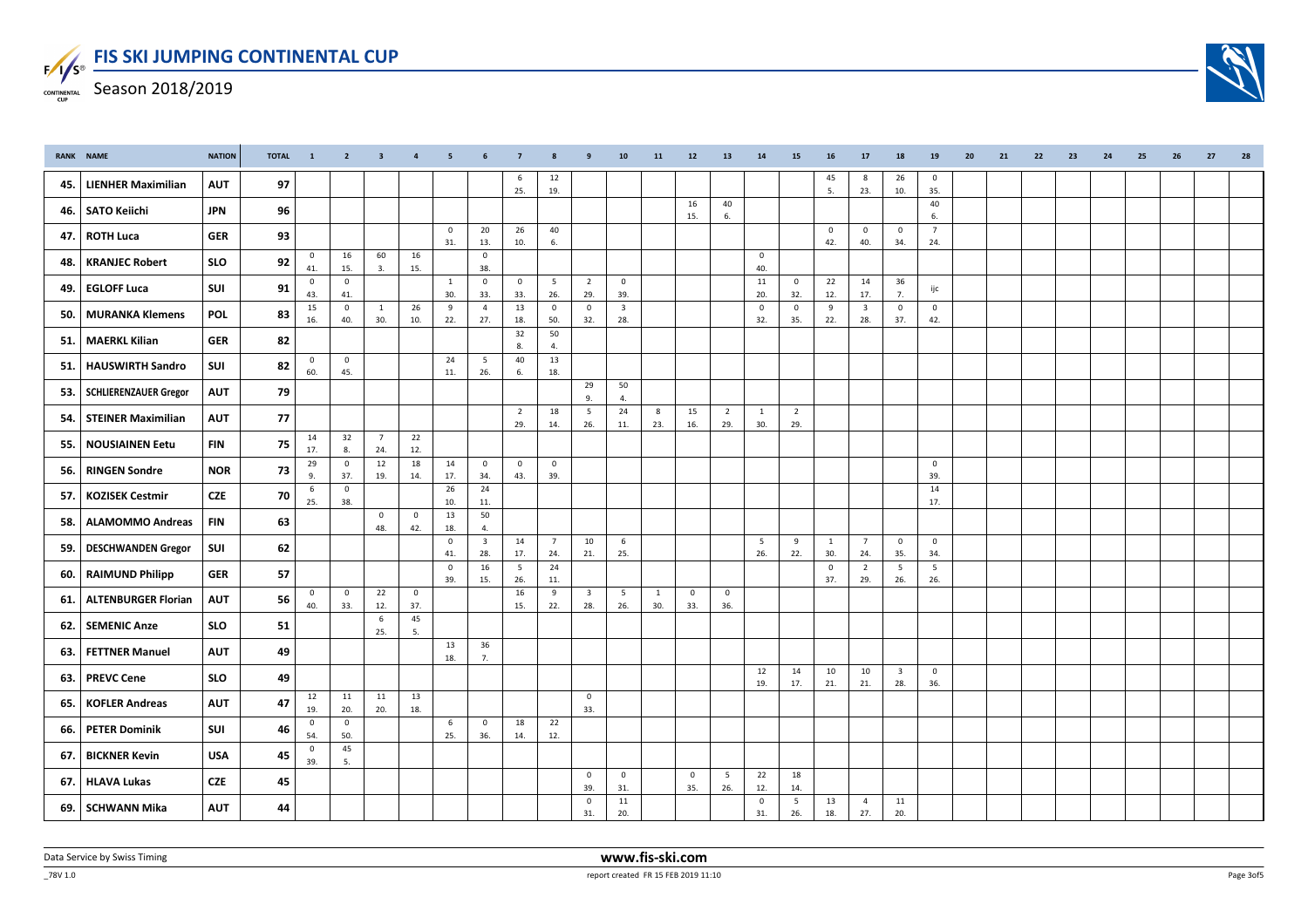# FIS SKI JUMPING CONTINENTAL CUP

Season 2018/2019

| RANK | NAME | NATION | TOTAL | 1 | 2 | 3 | 4 | 5 | 6 | 7 | 8 | 9 | 10 | 11 | 12 | 13 | 14 | 15 | 16 | 17 | 18 | 19 | 20 | 21 | 22 | 23 | 24 | 25 | 26 | 27 | 28 |
|---|---|---|---|---|---|---|---|---|---|---|---|---|---|---|---|---|---|---|---|---|---|---|---|---|---|---|---|---|---|---|---|
| 45. | LIENHER Maximilian | AUT | 97 | | | | | | | 6 25. | 12 19. | | | | | | | | 45 5. | 8 23. | 26 10. | 0 35. | | | | | | | | | |
| 46. | SATO Keiichi | JPN | 96 | | | | | | | | | | | | 16 15. | 40 6. | | | | | | 40 6. | | | | | | | | | |
| 47. | ROTH Luca | GER | 93 | | | | | 0 31. | 20 13. | 26 10. | 40 6. | | | | | | | | 0 42. | 0 40. | 0 34. | 7 24. | | | | | | | | | |
| 48. | KRANJEC Robert | SLO | 92 | 0 41. | 16 15. | 60 3. | 16 15. | | 0 38. | | | | | | | | 0 40. | | | | | | | | | | | | | | |
| 49. | EGLOFF Luca | SUI | 91 | 0 43. | 0 41. | | | 1 30. | 0 33. | 0 33. | 5 26. | 2 29. | 0 39. | | | | 11 20. | 0 32. | 22 12. | 14 17. | 36 7. | ijc | | | | | | | | | |
| 50. | MURANKA Klemens | POL | 83 | 15 16. | 0 40. | 1 30. | 26 10. | 9 22. | 4 27. | 13 18. | 0 50. | 0 32. | 3 28. | | | | 0 32. | 0 35. | 9 22. | 3 28. | 0 37. | 0 42. | | | | | | | | | |
| 51. | MAERKL Kilian | GER | 82 | | | | | | | 32 8. | 50 4. | | | | | | | | | | | | | | | | | | | | |
| 51. | HAUSWIRTH Sandro | SUI | 82 | 0 60. | 0 45. | | | 24 11. | 5 26. | 40 6. | 13 18. | | | | | | | | | | | | | | | | | | | | |
| 53. | SCHLIERENZAUER Gregor | AUT | 79 | | | | | | | | | 29 9. | 50 4. | | | | | | | | | | | | | | | | | | |
| 54. | STEINER Maximilian | AUT | 77 | | | | | | | 2 29. | 18 14. | 5 26. | 24 11. | 8 23. | 15 16. | 2 29. | 1 30. | 2 29. | | | | | | | | | | | | | |
| 55. | NOUSIAINEN Eetu | FIN | 75 | 14 17. | 32 8. | 7 24. | 22 12. | | | | | | | | | | | | | | | | | | | | | | | | |
| 56. | RINGEN Sondre | NOR | 73 | 29 9. | 0 37. | 12 19. | 18 14. | 14 17. | 0 34. | 0 43. | 0 39. | | | | | | | | | | | 0 39. | | | | | | | | | |
| 57. | KOZISEK Cestmir | CZE | 70 | 6 25. | 0 38. | | | 26 10. | 24 11. | | | | | | | | | | | | | 14 17. | | | | | | | | | |
| 58. | ALAMOMMO Andreas | FIN | 63 | | | 0 48. | 0 42. | 13 18. | 50 4. | | | | | | | | | | | | | | | | | | | | | | |
| 59. | DESCHWANDEN Gregor | SUI | 62 | | | | | 0 41. | 3 28. | 14 17. | 7 24. | 10 21. | 6 25. | | | | 5 26. | 9 22. | 1 30. | 7 24. | 0 35. | 0 34. | | | | | | | | | |
| 60. | RAIMUND Philipp | GER | 57 | | | | | 0 39. | 16 15. | 5 26. | 24 11. | | | | | | | | 0 37. | 2 29. | 5 26. | 5 26. | | | | | | | | | |
| 61. | ALTENBURGER Florian | AUT | 56 | 0 40. | 0 33. | 22 12. | 0 37. | | | 16 15. | 9 22. | 3 28. | 5 26. | 1 30. | 0 33. | 0 36. | | | | | | | | | | | | | | | |
| 62. | SEMENIC Anze | SLO | 51 | | | 6 25. | 45 5. | | | | | | | | | | | | | | | | | | | | | | | | |
| 63. | FETTNER Manuel | AUT | 49 | | | | | 13 18. | 36 7. | | | | | | | | | | | | | | | | | | | | | | |
| 63. | PREVC Cene | SLO | 49 | | | | | | | | | | | | | | 12 19. | 14 17. | 10 21. | 10 21. | 3 28. | 0 36. | | | | | | | | | |
| 65. | KOFLER Andreas | AUT | 47 | 12 19. | 11 20. | 11 20. | 13 18. | | | | | 0 33. | | | | | | | | | | | | | | | | | | | |
| 66. | PETER Dominik | SUI | 46 | 0 54. | 0 50. | | | 6 25. | 0 36. | 18 14. | 22 12. | | | | | | | | | | | | | | | | | | | | |
| 67. | BICKNER Kevin | USA | 45 | 0 39. | 45 5. | | | | | | | | | | | | | | | | | | | | | | | | | | |
| 67. | HLAVA Lukas | CZE | 45 | | | | | | | | | 0 39. | 0 31. | | 0 35. | 5 26. | 22 12. | 18 14. | | | | | | | | | | | | | |
| 69. | SCHWANN Mika | AUT | 44 | | | | | | | | | 0 31. | 11 20. | | | | 0 31. | 5 26. | 13 18. | 4 27. | 11 20. | | | | | | | | | | |

Data Service by Swiss Timing — www.fis-ski.com — report created FR 15 FEB 2019 11:10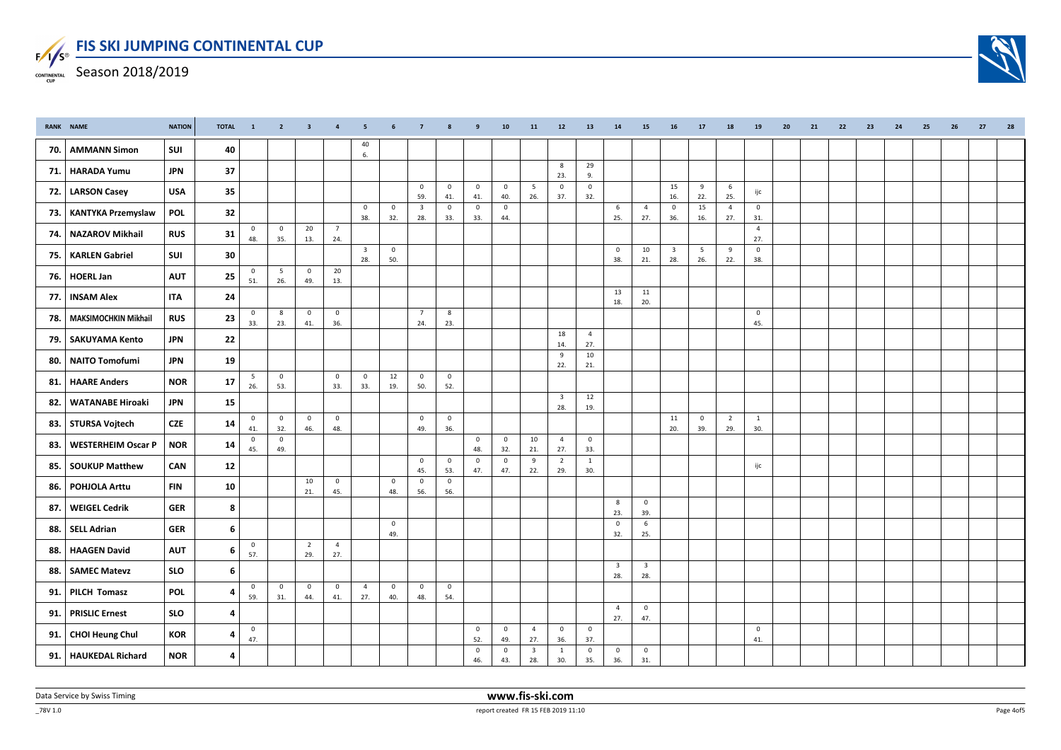# FIS SKI JUMPING CONTINENTAL CUP

## Season 2018/2019

| RANK | NAME | NATION | TOTAL | 1 | 2 | 3 | 4 | 5 | 6 | 7 | 8 | 9 | 10 | 11 | 12 | 13 | 14 | 15 | 16 | 17 | 18 | 19 | 20 | 21 | 22 | 23 | 24 | 25 | 26 | 27 | 28 |
|---|---|---|---|---|---|---|---|---|---|---|---|---|---|---|---|---|---|---|---|---|---|---|---|---|---|---|---|---|---|---|---|
| 70. | AMMANN Simon | SUI | 40 | | | | | 40  6. | | | | | | | | | | | | | | | | | | | | | | | |
| 71. | HARADA Yumu | JPN | 37 | | | | | | | | | | | | 8 23. | 29 9. | | | | | | | | | | | | | | | |
| 72. | LARSON Casey | USA | 35 | | | | | | | 0 59. | 0 41. | 0 41. | 0 40. | 5 26. | 0 37. | 0 32. | | | 15 16. | 9 22. | 6 25. | ijc | | | | | | | | | |
| 73. | KANTYKA Przemyslaw | POL | 32 | | | | | 0 38. | 0 32. | 3 28. | 0 33. | 0 33. | 0 44. | | | | 6 25. | 4 27. | 0 36. | 15 16. | 4 27. | 0 31. | | | | | | | | | |
| 74. | NAZAROV Mikhail | RUS | 31 | 0 48. | 0 35. | 20 13. | 7 24. | | | | | | | | | | | | | | | 4 27. | | | | | | | | | |
| 75. | KARLEN Gabriel | SUI | 30 | | | | | 3 28. | 0 50. | | | | | | | | 0 38. | 10 21. | 3 28. | 5 26. | 9 22. | 0 38. | | | | | | | | | |
| 76. | HOERL Jan | AUT | 25 | 0 51. | 5 26. | 0 49. | 20 13. | | | | | | | | | | | | | | | | | | | | | | | | |
| 77. | INSAM Alex | ITA | 24 | | | | | | | | | | | | | | 13 18. | 11 20. | | | | | | | | | | | | | |
| 78. | MAKSIMOCHKIN Mikhail | RUS | 23 | 0 33. | 8 23. | 0 41. | 0 36. | | | 7 24. | 8 23. | | | | | | | | | | | 0 45. | | | | | | | | | |
| 79. | SAKUYAMA Kento | JPN | 22 | | | | | | | | | | | | 18 14. | 4 27. | | | | | | | | | | | | | | | |
| 80. | NAITO Tomofumi | JPN | 19 | | | | | | | | | | | | 9 22. | 10 21. | | | | | | | | | | | | | | | |
| 81. | HAARE Anders | NOR | 17 | 5 26. | 0 53. | | 0 33. | 0 33. | 12 19. | 0 50. | 0 52. | | | | | | | | | | | | | | | | | | | | |
| 82. | WATANABE Hiroaki | JPN | 15 | | | | | | | | | | | | 3 28. | 12 19. | | | | | | | | | | | | | | | |
| 83. | STURSA Vojtech | CZE | 14 | 0 41. | 0 32. | 0 46. | 0 48. | | | 0 49. | 0 36. | | | | | | | | 11 20. | 0 39. | 2 29. | 1 30. | | | | | | | | | |
| 83. | WESTERHEIM Oscar P | NOR | 14 | 0 45. | 0 49. | | | | | | | 0 48. | 0 32. | 10 21. | 4 27. | 0 33. | | | | | | | | | | | | | | | |
| 85. | SOUKUP Matthew | CAN | 12 | | | | | | | 0 45. | 0 53. | 0 47. | 0 47. | 9 22. | 2 29. | 1 30. | | | | | | ijc | | | | | | | | | |
| 86. | POHJOLA Arttu | FIN | 10 | | | 10 21. | 0 45. | | 0 48. | 0 56. | 0 56. | | | | | | | | | | | | | | | | | | | | |
| 87. | WEIGEL Cedrik | GER | 8 | | | | | | | | | | | | | | 8 23. | 0 39. | | | | | | | | | | | | | |
| 88. | SELL Adrian | GER | 6 | | | | | | 0 49. | | | | | | | | 0 32. | 6 25. | | | | | | | | | | | | | |
| 88. | HAAGEN David | AUT | 6 | 0 57. | | 2 29. | 4 27. | | | | | | | | | | | | | | | | | | | | | | | | |
| 88. | SAMEC Matevz | SLO | 6 | | | | | | | | | | | | | | 3 28. | 3 28. | | | | | | | | | | | | | |
| 91. | PILCH Tomasz | POL | 4 | 0 59. | 0 31. | 0 44. | 0 41. | 4 27. | 0 40. | 0 48. | 0 54. | | | | | | | | | | | | | | | | | | | | |
| 91. | PRISLIC Ernest | SLO | 4 | | | | | | | | | | | | | | 4 27. | 0 47. | | | | | | | | | | | | | |
| 91. | CHOI Heung Chul | KOR | 4 | 0 47. | | | | | | | | 0 52. | 0 49. | 4 27. | 0 36. | 0 37. | | | | | | 0 41. | | | | | | | | | |
| 91. | HAUKEDAL Richard | NOR | 4 | | | | | | | | | 0 46. | 0 43. | 3 28. | 1 30. | 0 35. | 0 36. | 0 31. | | | | | | | | | | | | | |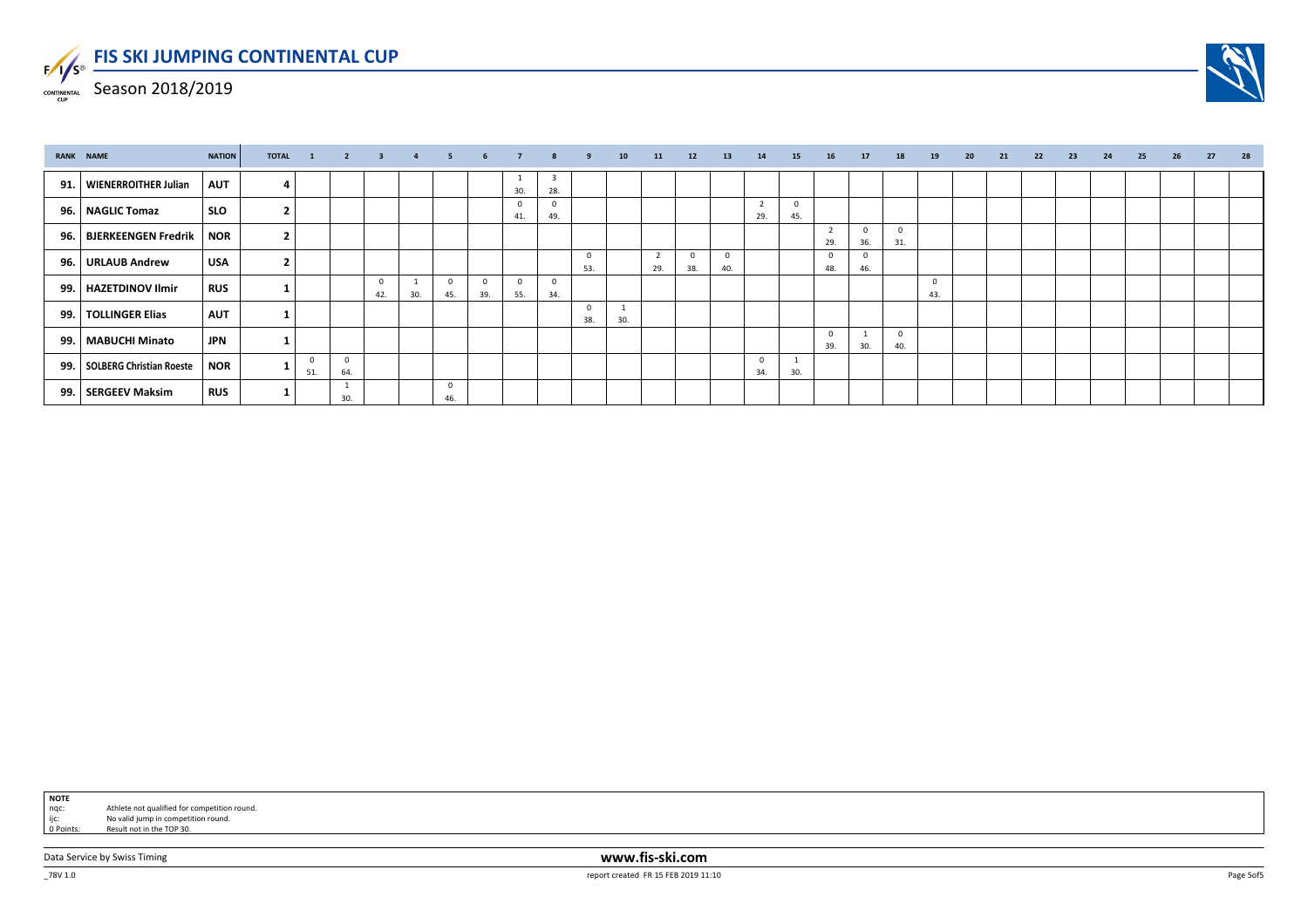# FIS SKI JUMPING CONTINENTAL CUP

Season 2018/2019

| RANK | NAME | NATION | TOTAL | 1 | 2 | 3 | 4 | 5 | 6 | 7 | 8 | 9 | 10 | 11 | 12 | 13 | 14 | 15 | 16 | 17 | 18 | 19 | 20 | 21 | 22 | 23 | 24 | 25 | 26 | 27 | 28 |
|---|---|---|---|---|---|---|---|---|---|---|---|---|---|---|---|---|---|---|---|---|---|---|---|---|---|---|---|---|---|---|---|
| 91. | WIENERROITHER Julian | AUT | 4 | | | | | | | 1 30. | 3 28. | | | | | | | | | | | | | | | | | | | | |
| 96. | NAGLIC Tomaz | SLO | 2 | | | | | | | 0 41. | 0 49. | | | | | | 2 29. | 0 45. | | | | | | | | | | | | | |
| 96. | BJERKEENGEN Fredrik | NOR | 2 | | | | | | | | | | | | | | | | 2 29. | 0 36. | 0 31. | | | | | | | | | | |
| 96. | URLAUB Andrew | USA | 2 | | | | | | | | | 0 53. | | 2 29. | 0 38. | 0 40. | | | 0 48. | 0 46. | | | | | | | | | | | |
| 99. | HAZETDINOV Ilmir | RUS | 1 | | | 0 42. | 1 30. | 0 45. | 0 39. | 0 55. | 0 34. | | | | | | | | | | | 0 43. | | | | | | | | | |
| 99. | TOLLINGER Elias | AUT | 1 | | | | | | | | | 0 38. | 1 30. | | | | | | | | | | | | | | | | | | |
| 99. | MABUCHI Minato | JPN | 1 | | | | | | | | | | | | | | | | 0 39. | 1 30. | 0 40. | | | | | | | | | | |
| 99. | SOLBERG Christian Roeste | NOR | 1 | 0 51. | 0 64. | | | | | | | | | | | | 0 34. | 1 30. | | | | | | | | | | | | | |
| 99. | SERGEEV Maksim | RUS | 1 | | 1 30. | | | 0 46. | | | | | | | | | | | | | | | | | | | | | | | |

**NOTE**

nqc: Athlete not qualified for competition round.
ijc: No valid jump in competition round.
0 Points: Result not in the TOP 30.